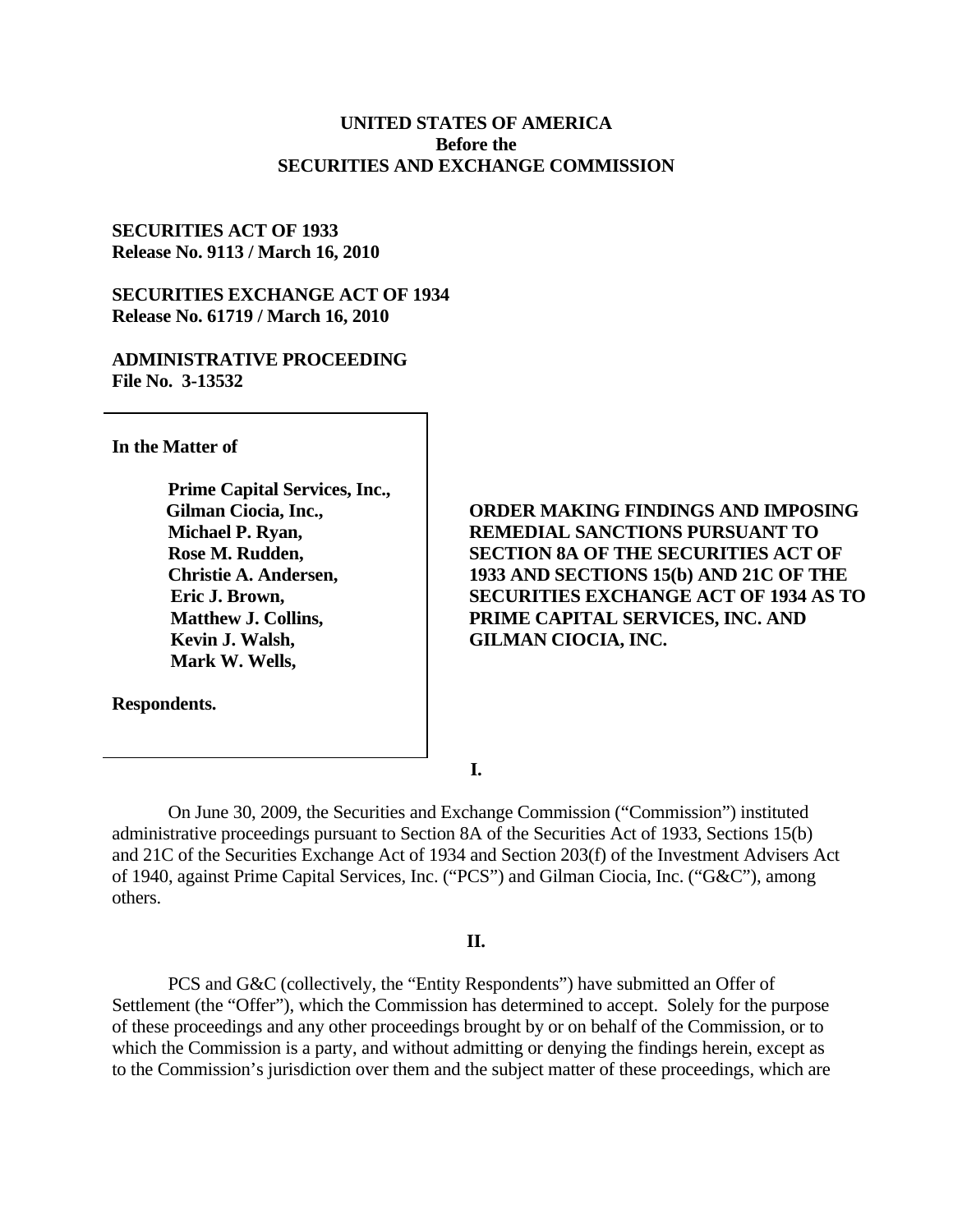**UNITED STATES OF AMERICA**
**Before the**
**SECURITIES AND EXCHANGE COMMISSION**

**SECURITIES ACT OF 1933**
**Release No. 9113 / March 16, 2010**

**SECURITIES EXCHANGE ACT OF 1934**
**Release No. 61719 / March 16, 2010**

**ADMINISTRATIVE PROCEEDING**
**File No. 3-13532**

**In the Matter of**

**Prime Capital Services, Inc.,**
**Gilman Ciocia, Inc.,**
**Michael P. Ryan,**
**Rose M. Rudden,**
**Christie A. Andersen,**
**Eric J. Brown,**
**Matthew J. Collins,**
**Kevin J. Walsh,**
**Mark W. Wells,**

**Respondents.**

**ORDER MAKING FINDINGS AND IMPOSING REMEDIAL SANCTIONS PURSUANT TO SECTION 8A OF THE SECURITIES ACT OF 1933 AND SECTIONS 15(b) AND 21C OF THE SECURITIES EXCHANGE ACT OF 1934 AS TO PRIME CAPITAL SERVICES, INC. AND GILMAN CIOCIA, INC.**

**I.**

On June 30, 2009, the Securities and Exchange Commission ("Commission") instituted administrative proceedings pursuant to Section 8A of the Securities Act of 1933, Sections 15(b) and 21C of the Securities Exchange Act of 1934 and Section 203(f) of the Investment Advisers Act of 1940, against Prime Capital Services, Inc. ("PCS") and Gilman Ciocia, Inc. ("G&C"), among others.

**II.**

PCS and G&C (collectively, the "Entity Respondents") have submitted an Offer of Settlement (the "Offer"), which the Commission has determined to accept. Solely for the purpose of these proceedings and any other proceedings brought by or on behalf of the Commission, or to which the Commission is a party, and without admitting or denying the findings herein, except as to the Commission's jurisdiction over them and the subject matter of these proceedings, which are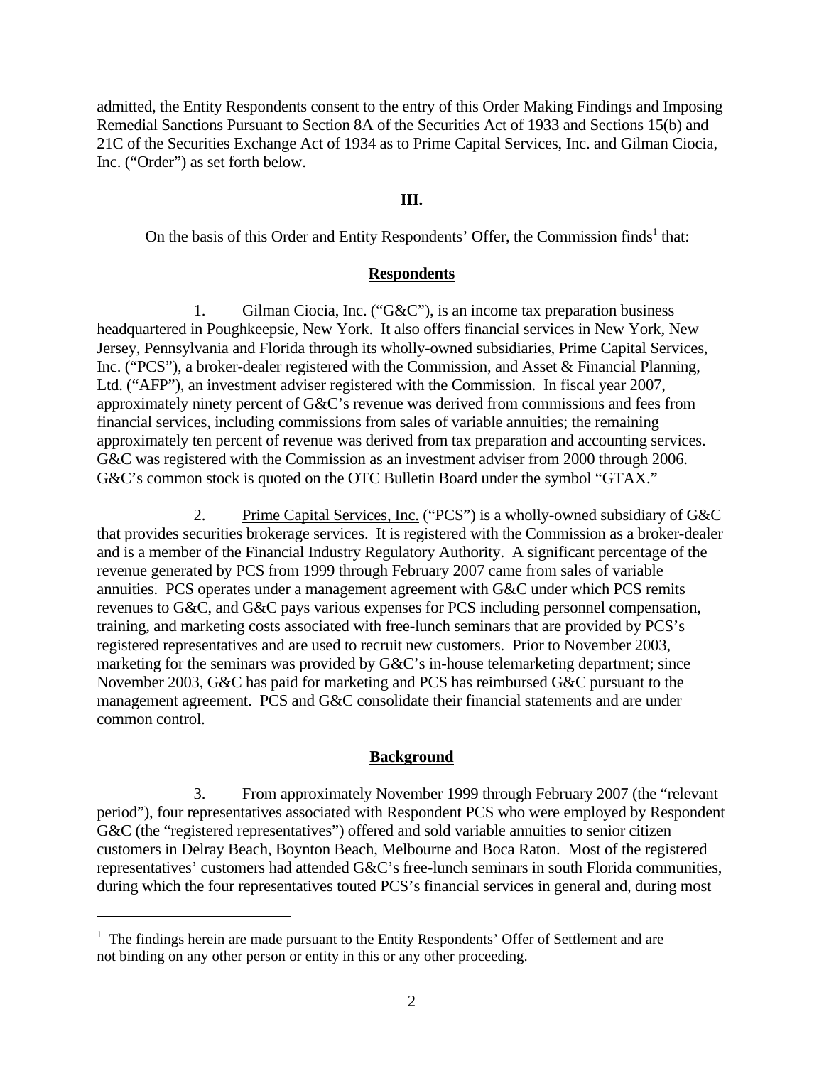admitted, the Entity Respondents consent to the entry of this Order Making Findings and Imposing Remedial Sanctions Pursuant to Section 8A of the Securities Act of 1933 and Sections 15(b) and 21C of the Securities Exchange Act of 1934 as to Prime Capital Services, Inc. and Gilman Ciocia, Inc. ("Order") as set forth below.

## III.

On the basis of this Order and Entity Respondents' Offer, the Commission finds[1] that:

### Respondents

1. Gilman Ciocia, Inc. ("G&C"), is an income tax preparation business headquartered in Poughkeepsie, New York. It also offers financial services in New York, New Jersey, Pennsylvania and Florida through its wholly-owned subsidiaries, Prime Capital Services, Inc. ("PCS"), a broker-dealer registered with the Commission, and Asset & Financial Planning, Ltd. ("AFP"), an investment adviser registered with the Commission. In fiscal year 2007, approximately ninety percent of G&C's revenue was derived from commissions and fees from financial services, including commissions from sales of variable annuities; the remaining approximately ten percent of revenue was derived from tax preparation and accounting services. G&C was registered with the Commission as an investment adviser from 2000 through 2006. G&C's common stock is quoted on the OTC Bulletin Board under the symbol "GTAX."

2. Prime Capital Services, Inc. ("PCS") is a wholly-owned subsidiary of G&C that provides securities brokerage services. It is registered with the Commission as a broker-dealer and is a member of the Financial Industry Regulatory Authority. A significant percentage of the revenue generated by PCS from 1999 through February 2007 came from sales of variable annuities. PCS operates under a management agreement with G&C under which PCS remits revenues to G&C, and G&C pays various expenses for PCS including personnel compensation, training, and marketing costs associated with free-lunch seminars that are provided by PCS's registered representatives and are used to recruit new customers. Prior to November 2003, marketing for the seminars was provided by G&C's in-house telemarketing department; since November 2003, G&C has paid for marketing and PCS has reimbursed G&C pursuant to the management agreement. PCS and G&C consolidate their financial statements and are under common control.

### Background

3. From approximately November 1999 through February 2007 (the "relevant period"), four representatives associated with Respondent PCS who were employed by Respondent G&C (the "registered representatives") offered and sold variable annuities to senior citizen customers in Delray Beach, Boynton Beach, Melbourne and Boca Raton. Most of the registered representatives' customers had attended G&C's free-lunch seminars in south Florida communities, during which the four representatives touted PCS's financial services in general and, during most

---

[1] The findings herein are made pursuant to the Entity Respondents' Offer of Settlement and are not binding on any other person or entity in this or any other proceeding.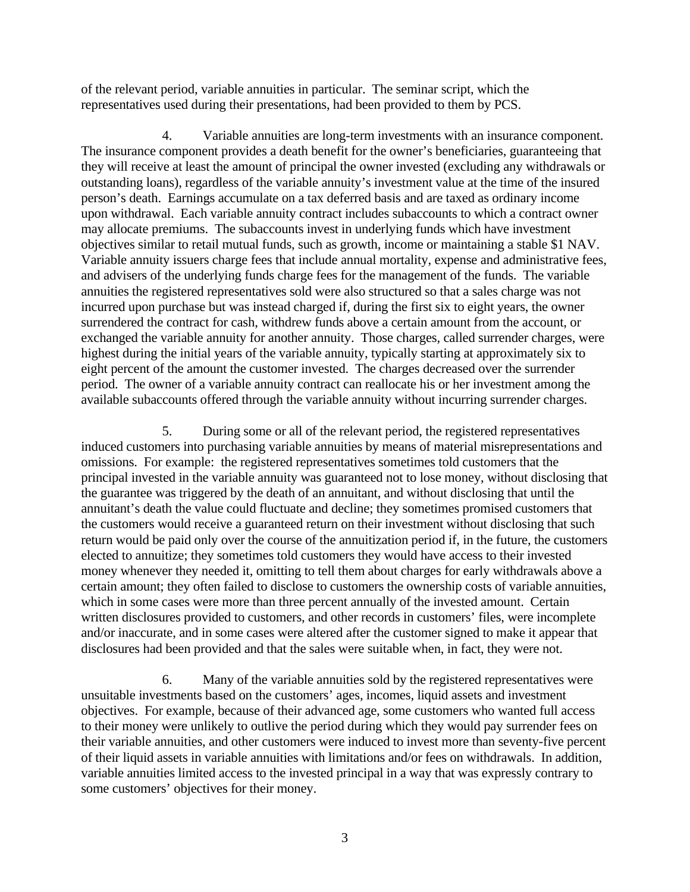of the relevant period, variable annuities in particular. The seminar script, which the representatives used during their presentations, had been provided to them by PCS.

4. Variable annuities are long-term investments with an insurance component. The insurance component provides a death benefit for the owner's beneficiaries, guaranteeing that they will receive at least the amount of principal the owner invested (excluding any withdrawals or outstanding loans), regardless of the variable annuity's investment value at the time of the insured person's death. Earnings accumulate on a tax deferred basis and are taxed as ordinary income upon withdrawal. Each variable annuity contract includes subaccounts to which a contract owner may allocate premiums. The subaccounts invest in underlying funds which have investment objectives similar to retail mutual funds, such as growth, income or maintaining a stable $1 NAV. Variable annuity issuers charge fees that include annual mortality, expense and administrative fees, and advisers of the underlying funds charge fees for the management of the funds. The variable annuities the registered representatives sold were also structured so that a sales charge was not incurred upon purchase but was instead charged if, during the first six to eight years, the owner surrendered the contract for cash, withdrew funds above a certain amount from the account, or exchanged the variable annuity for another annuity. Those charges, called surrender charges, were highest during the initial years of the variable annuity, typically starting at approximately six to eight percent of the amount the customer invested. The charges decreased over the surrender period. The owner of a variable annuity contract can reallocate his or her investment among the available subaccounts offered through the variable annuity without incurring surrender charges.

5. During some or all of the relevant period, the registered representatives induced customers into purchasing variable annuities by means of material misrepresentations and omissions. For example: the registered representatives sometimes told customers that the principal invested in the variable annuity was guaranteed not to lose money, without disclosing that the guarantee was triggered by the death of an annuitant, and without disclosing that until the annuitant's death the value could fluctuate and decline; they sometimes promised customers that the customers would receive a guaranteed return on their investment without disclosing that such return would be paid only over the course of the annuitization period if, in the future, the customers elected to annuitize; they sometimes told customers they would have access to their invested money whenever they needed it, omitting to tell them about charges for early withdrawals above a certain amount; they often failed to disclose to customers the ownership costs of variable annuities, which in some cases were more than three percent annually of the invested amount. Certain written disclosures provided to customers, and other records in customers' files, were incomplete and/or inaccurate, and in some cases were altered after the customer signed to make it appear that disclosures had been provided and that the sales were suitable when, in fact, they were not.

6. Many of the variable annuities sold by the registered representatives were unsuitable investments based on the customers' ages, incomes, liquid assets and investment objectives. For example, because of their advanced age, some customers who wanted full access to their money were unlikely to outlive the period during which they would pay surrender fees on their variable annuities, and other customers were induced to invest more than seventy-five percent of their liquid assets in variable annuities with limitations and/or fees on withdrawals. In addition, variable annuities limited access to the invested principal in a way that was expressly contrary to some customers' objectives for their money.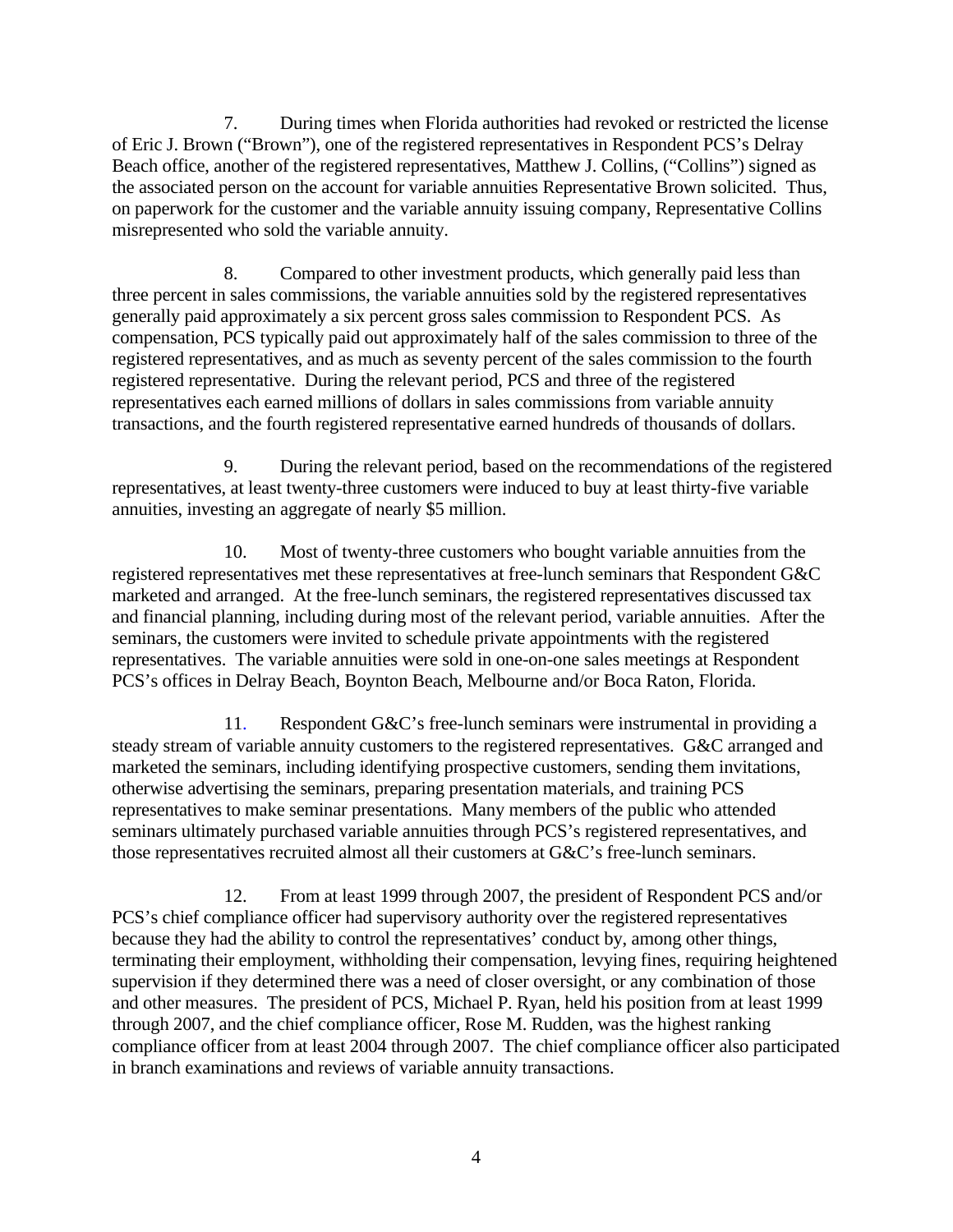7. During times when Florida authorities had revoked or restricted the license of Eric J. Brown ("Brown"), one of the registered representatives in Respondent PCS's Delray Beach office, another of the registered representatives, Matthew J. Collins, ("Collins") signed as the associated person on the account for variable annuities Representative Brown solicited. Thus, on paperwork for the customer and the variable annuity issuing company, Representative Collins misrepresented who sold the variable annuity.

8. Compared to other investment products, which generally paid less than three percent in sales commissions, the variable annuities sold by the registered representatives generally paid approximately a six percent gross sales commission to Respondent PCS. As compensation, PCS typically paid out approximately half of the sales commission to three of the registered representatives, and as much as seventy percent of the sales commission to the fourth registered representative. During the relevant period, PCS and three of the registered representatives each earned millions of dollars in sales commissions from variable annuity transactions, and the fourth registered representative earned hundreds of thousands of dollars.

9. During the relevant period, based on the recommendations of the registered representatives, at least twenty-three customers were induced to buy at least thirty-five variable annuities, investing an aggregate of nearly $5 million.

10. Most of twenty-three customers who bought variable annuities from the registered representatives met these representatives at free-lunch seminars that Respondent G&C marketed and arranged. At the free-lunch seminars, the registered representatives discussed tax and financial planning, including during most of the relevant period, variable annuities. After the seminars, the customers were invited to schedule private appointments with the registered representatives. The variable annuities were sold in one-on-one sales meetings at Respondent PCS's offices in Delray Beach, Boynton Beach, Melbourne and/or Boca Raton, Florida.

11. Respondent G&C's free-lunch seminars were instrumental in providing a steady stream of variable annuity customers to the registered representatives. G&C arranged and marketed the seminars, including identifying prospective customers, sending them invitations, otherwise advertising the seminars, preparing presentation materials, and training PCS representatives to make seminar presentations. Many members of the public who attended seminars ultimately purchased variable annuities through PCS's registered representatives, and those representatives recruited almost all their customers at G&C's free-lunch seminars.

12. From at least 1999 through 2007, the president of Respondent PCS and/or PCS's chief compliance officer had supervisory authority over the registered representatives because they had the ability to control the representatives' conduct by, among other things, terminating their employment, withholding their compensation, levying fines, requiring heightened supervision if they determined there was a need of closer oversight, or any combination of those and other measures. The president of PCS, Michael P. Ryan, held his position from at least 1999 through 2007, and the chief compliance officer, Rose M. Rudden, was the highest ranking compliance officer from at least 2004 through 2007. The chief compliance officer also participated in branch examinations and reviews of variable annuity transactions.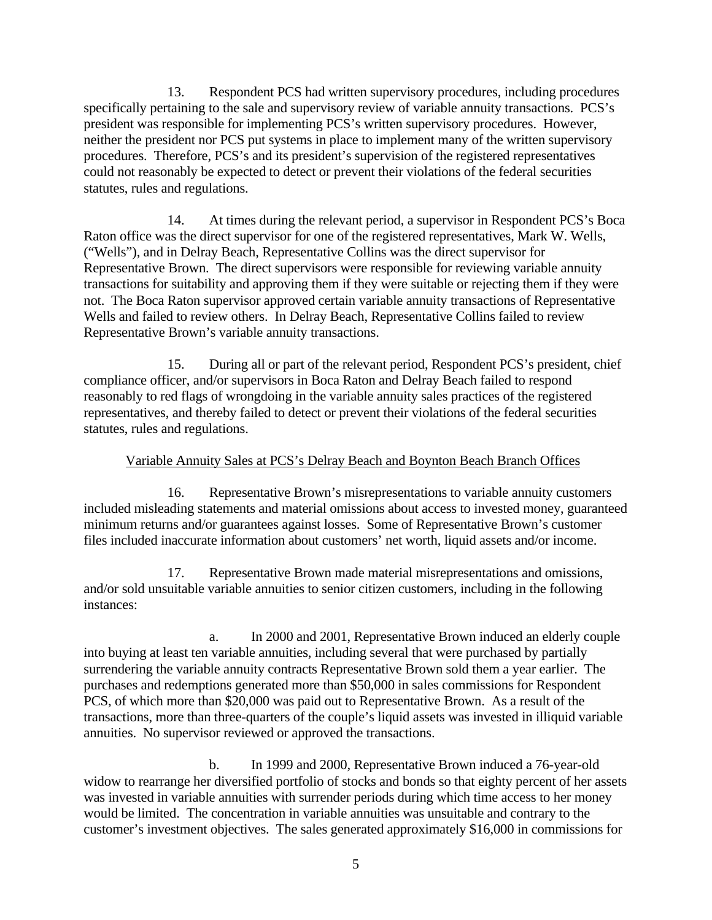13. Respondent PCS had written supervisory procedures, including procedures specifically pertaining to the sale and supervisory review of variable annuity transactions. PCS's president was responsible for implementing PCS's written supervisory procedures. However, neither the president nor PCS put systems in place to implement many of the written supervisory procedures. Therefore, PCS's and its president's supervision of the registered representatives could not reasonably be expected to detect or prevent their violations of the federal securities statutes, rules and regulations.

14. At times during the relevant period, a supervisor in Respondent PCS's Boca Raton office was the direct supervisor for one of the registered representatives, Mark W. Wells, ("Wells"), and in Delray Beach, Representative Collins was the direct supervisor for Representative Brown. The direct supervisors were responsible for reviewing variable annuity transactions for suitability and approving them if they were suitable or rejecting them if they were not. The Boca Raton supervisor approved certain variable annuity transactions of Representative Wells and failed to review others. In Delray Beach, Representative Collins failed to review Representative Brown's variable annuity transactions.

15. During all or part of the relevant period, Respondent PCS's president, chief compliance officer, and/or supervisors in Boca Raton and Delray Beach failed to respond reasonably to red flags of wrongdoing in the variable annuity sales practices of the registered representatives, and thereby failed to detect or prevent their violations of the federal securities statutes, rules and regulations.

<u>Variable Annuity Sales at PCS's Delray Beach and Boynton Beach Branch Offices</u>

16. Representative Brown's misrepresentations to variable annuity customers included misleading statements and material omissions about access to invested money, guaranteed minimum returns and/or guarantees against losses. Some of Representative Brown's customer files included inaccurate information about customers' net worth, liquid assets and/or income.

17. Representative Brown made material misrepresentations and omissions, and/or sold unsuitable variable annuities to senior citizen customers, including in the following instances:

a. In 2000 and 2001, Representative Brown induced an elderly couple into buying at least ten variable annuities, including several that were purchased by partially surrendering the variable annuity contracts Representative Brown sold them a year earlier. The purchases and redemptions generated more than $50,000 in sales commissions for Respondent PCS, of which more than $20,000 was paid out to Representative Brown. As a result of the transactions, more than three-quarters of the couple's liquid assets was invested in illiquid variable annuities. No supervisor reviewed or approved the transactions.

b. In 1999 and 2000, Representative Brown induced a 76-year-old widow to rearrange her diversified portfolio of stocks and bonds so that eighty percent of her assets was invested in variable annuities with surrender periods during which time access to her money would be limited. The concentration in variable annuities was unsuitable and contrary to the customer's investment objectives. The sales generated approximately $16,000 in commissions for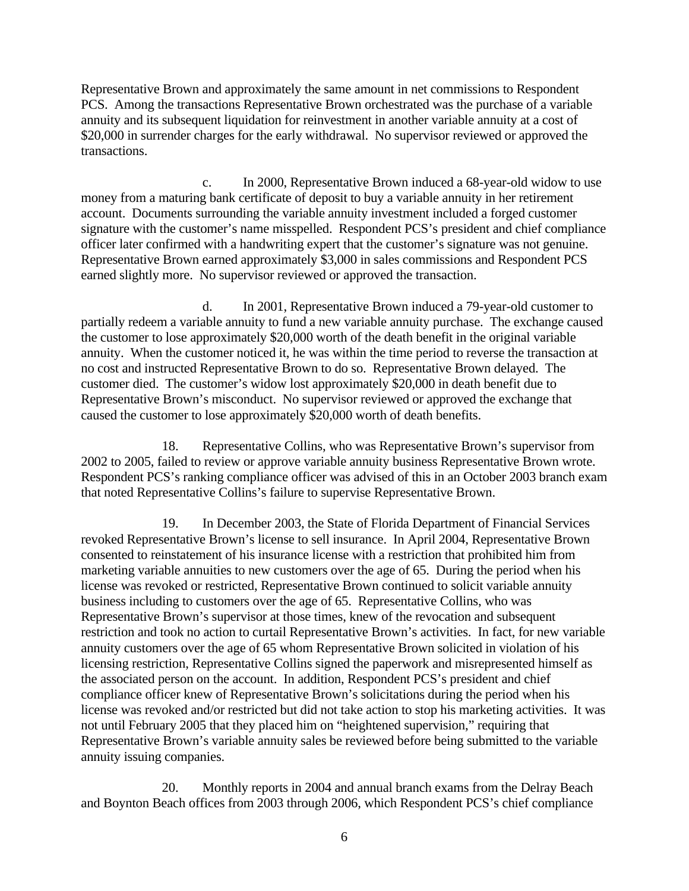Representative Brown and approximately the same amount in net commissions to Respondent PCS. Among the transactions Representative Brown orchestrated was the purchase of a variable annuity and its subsequent liquidation for reinvestment in another variable annuity at a cost of $20,000 in surrender charges for the early withdrawal. No supervisor reviewed or approved the transactions.

c. In 2000, Representative Brown induced a 68-year-old widow to use money from a maturing bank certificate of deposit to buy a variable annuity in her retirement account. Documents surrounding the variable annuity investment included a forged customer signature with the customer's name misspelled. Respondent PCS's president and chief compliance officer later confirmed with a handwriting expert that the customer's signature was not genuine. Representative Brown earned approximately $3,000 in sales commissions and Respondent PCS earned slightly more. No supervisor reviewed or approved the transaction.

d. In 2001, Representative Brown induced a 79-year-old customer to partially redeem a variable annuity to fund a new variable annuity purchase. The exchange caused the customer to lose approximately $20,000 worth of the death benefit in the original variable annuity. When the customer noticed it, he was within the time period to reverse the transaction at no cost and instructed Representative Brown to do so. Representative Brown delayed. The customer died. The customer's widow lost approximately $20,000 in death benefit due to Representative Brown's misconduct. No supervisor reviewed or approved the exchange that caused the customer to lose approximately $20,000 worth of death benefits.

18. Representative Collins, who was Representative Brown's supervisor from 2002 to 2005, failed to review or approve variable annuity business Representative Brown wrote. Respondent PCS's ranking compliance officer was advised of this in an October 2003 branch exam that noted Representative Collins's failure to supervise Representative Brown.

19. In December 2003, the State of Florida Department of Financial Services revoked Representative Brown's license to sell insurance. In April 2004, Representative Brown consented to reinstatement of his insurance license with a restriction that prohibited him from marketing variable annuities to new customers over the age of 65. During the period when his license was revoked or restricted, Representative Brown continued to solicit variable annuity business including to customers over the age of 65. Representative Collins, who was Representative Brown's supervisor at those times, knew of the revocation and subsequent restriction and took no action to curtail Representative Brown's activities. In fact, for new variable annuity customers over the age of 65 whom Representative Brown solicited in violation of his licensing restriction, Representative Collins signed the paperwork and misrepresented himself as the associated person on the account. In addition, Respondent PCS's president and chief compliance officer knew of Representative Brown's solicitations during the period when his license was revoked and/or restricted but did not take action to stop his marketing activities. It was not until February 2005 that they placed him on "heightened supervision," requiring that Representative Brown's variable annuity sales be reviewed before being submitted to the variable annuity issuing companies.

20. Monthly reports in 2004 and annual branch exams from the Delray Beach and Boynton Beach offices from 2003 through 2006, which Respondent PCS's chief compliance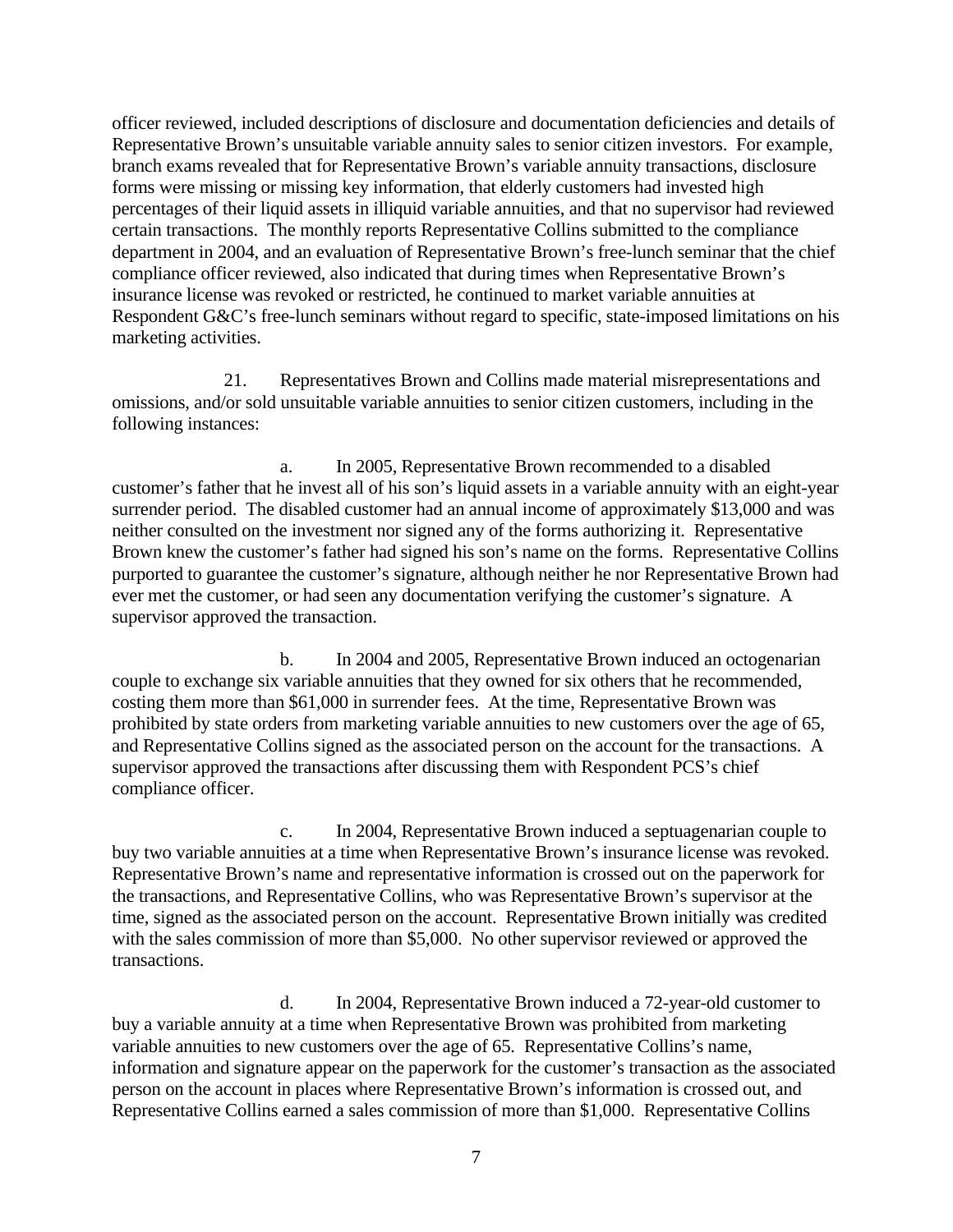officer reviewed, included descriptions of disclosure and documentation deficiencies and details of Representative Brown's unsuitable variable annuity sales to senior citizen investors. For example, branch exams revealed that for Representative Brown's variable annuity transactions, disclosure forms were missing or missing key information, that elderly customers had invested high percentages of their liquid assets in illiquid variable annuities, and that no supervisor had reviewed certain transactions. The monthly reports Representative Collins submitted to the compliance department in 2004, and an evaluation of Representative Brown's free-lunch seminar that the chief compliance officer reviewed, also indicated that during times when Representative Brown's insurance license was revoked or restricted, he continued to market variable annuities at Respondent G&C's free-lunch seminars without regard to specific, state-imposed limitations on his marketing activities.

21. Representatives Brown and Collins made material misrepresentations and omissions, and/or sold unsuitable variable annuities to senior citizen customers, including in the following instances:

a. In 2005, Representative Brown recommended to a disabled customer's father that he invest all of his son's liquid assets in a variable annuity with an eight-year surrender period. The disabled customer had an annual income of approximately $13,000 and was neither consulted on the investment nor signed any of the forms authorizing it. Representative Brown knew the customer's father had signed his son's name on the forms. Representative Collins purported to guarantee the customer's signature, although neither he nor Representative Brown had ever met the customer, or had seen any documentation verifying the customer's signature. A supervisor approved the transaction.

b. In 2004 and 2005, Representative Brown induced an octogenarian couple to exchange six variable annuities that they owned for six others that he recommended, costing them more than $61,000 in surrender fees. At the time, Representative Brown was prohibited by state orders from marketing variable annuities to new customers over the age of 65, and Representative Collins signed as the associated person on the account for the transactions. A supervisor approved the transactions after discussing them with Respondent PCS's chief compliance officer.

c. In 2004, Representative Brown induced a septuagenarian couple to buy two variable annuities at a time when Representative Brown's insurance license was revoked. Representative Brown's name and representative information is crossed out on the paperwork for the transactions, and Representative Collins, who was Representative Brown's supervisor at the time, signed as the associated person on the account. Representative Brown initially was credited with the sales commission of more than $5,000. No other supervisor reviewed or approved the transactions.

d. In 2004, Representative Brown induced a 72-year-old customer to buy a variable annuity at a time when Representative Brown was prohibited from marketing variable annuities to new customers over the age of 65. Representative Collins's name, information and signature appear on the paperwork for the customer's transaction as the associated person on the account in places where Representative Brown's information is crossed out, and Representative Collins earned a sales commission of more than $1,000. Representative Collins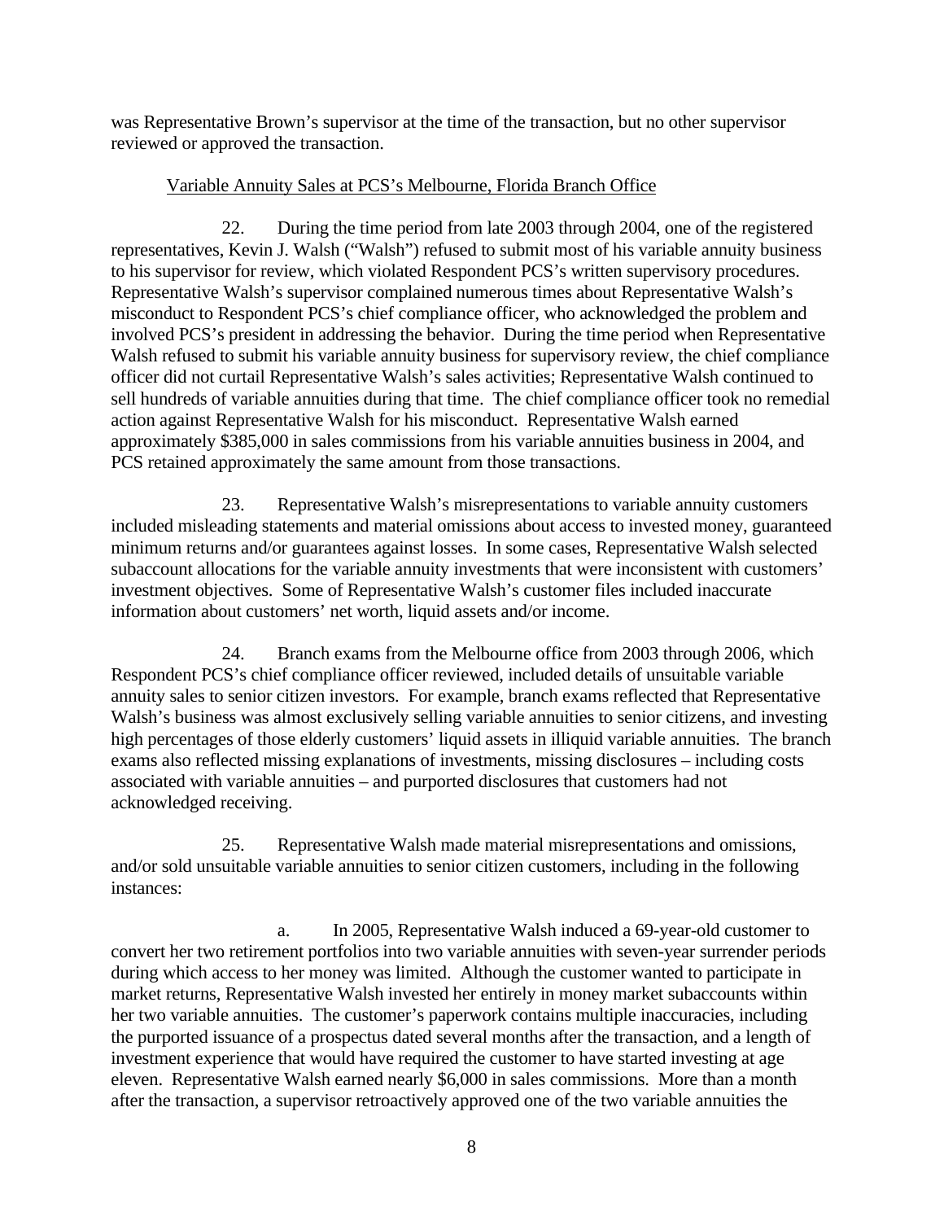was Representative Brown's supervisor at the time of the transaction, but no other supervisor reviewed or approved the transaction.

Variable Annuity Sales at PCS's Melbourne, Florida Branch Office

22. During the time period from late 2003 through 2004, one of the registered representatives, Kevin J. Walsh ("Walsh") refused to submit most of his variable annuity business to his supervisor for review, which violated Respondent PCS's written supervisory procedures. Representative Walsh's supervisor complained numerous times about Representative Walsh's misconduct to Respondent PCS's chief compliance officer, who acknowledged the problem and involved PCS's president in addressing the behavior. During the time period when Representative Walsh refused to submit his variable annuity business for supervisory review, the chief compliance officer did not curtail Representative Walsh's sales activities; Representative Walsh continued to sell hundreds of variable annuities during that time. The chief compliance officer took no remedial action against Representative Walsh for his misconduct. Representative Walsh earned approximately $385,000 in sales commissions from his variable annuities business in 2004, and PCS retained approximately the same amount from those transactions.

23. Representative Walsh's misrepresentations to variable annuity customers included misleading statements and material omissions about access to invested money, guaranteed minimum returns and/or guarantees against losses. In some cases, Representative Walsh selected subaccount allocations for the variable annuity investments that were inconsistent with customers' investment objectives. Some of Representative Walsh's customer files included inaccurate information about customers' net worth, liquid assets and/or income.

24. Branch exams from the Melbourne office from 2003 through 2006, which Respondent PCS's chief compliance officer reviewed, included details of unsuitable variable annuity sales to senior citizen investors. For example, branch exams reflected that Representative Walsh's business was almost exclusively selling variable annuities to senior citizens, and investing high percentages of those elderly customers' liquid assets in illiquid variable annuities. The branch exams also reflected missing explanations of investments, missing disclosures – including costs associated with variable annuities – and purported disclosures that customers had not acknowledged receiving.

25. Representative Walsh made material misrepresentations and omissions, and/or sold unsuitable variable annuities to senior citizen customers, including in the following instances:

a. In 2005, Representative Walsh induced a 69-year-old customer to convert her two retirement portfolios into two variable annuities with seven-year surrender periods during which access to her money was limited. Although the customer wanted to participate in market returns, Representative Walsh invested her entirely in money market subaccounts within her two variable annuities. The customer's paperwork contains multiple inaccuracies, including the purported issuance of a prospectus dated several months after the transaction, and a length of investment experience that would have required the customer to have started investing at age eleven. Representative Walsh earned nearly $6,000 in sales commissions. More than a month after the transaction, a supervisor retroactively approved one of the two variable annuities the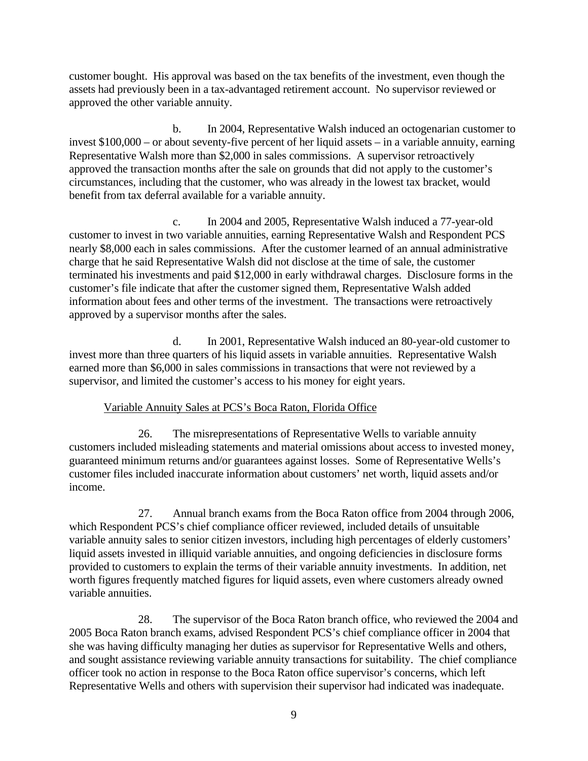customer bought. His approval was based on the tax benefits of the investment, even though the assets had previously been in a tax-advantaged retirement account. No supervisor reviewed or approved the other variable annuity.

b. In 2004, Representative Walsh induced an octogenarian customer to invest $100,000 – or about seventy-five percent of her liquid assets – in a variable annuity, earning Representative Walsh more than $2,000 in sales commissions. A supervisor retroactively approved the transaction months after the sale on grounds that did not apply to the customer's circumstances, including that the customer, who was already in the lowest tax bracket, would benefit from tax deferral available for a variable annuity.

c. In 2004 and 2005, Representative Walsh induced a 77-year-old customer to invest in two variable annuities, earning Representative Walsh and Respondent PCS nearly $8,000 each in sales commissions. After the customer learned of an annual administrative charge that he said Representative Walsh did not disclose at the time of sale, the customer terminated his investments and paid $12,000 in early withdrawal charges. Disclosure forms in the customer's file indicate that after the customer signed them, Representative Walsh added information about fees and other terms of the investment. The transactions were retroactively approved by a supervisor months after the sales.

d. In 2001, Representative Walsh induced an 80-year-old customer to invest more than three quarters of his liquid assets in variable annuities. Representative Walsh earned more than $6,000 in sales commissions in transactions that were not reviewed by a supervisor, and limited the customer's access to his money for eight years.

<u>Variable Annuity Sales at PCS's Boca Raton, Florida Office</u>

26. The misrepresentations of Representative Wells to variable annuity customers included misleading statements and material omissions about access to invested money, guaranteed minimum returns and/or guarantees against losses. Some of Representative Wells's customer files included inaccurate information about customers' net worth, liquid assets and/or income.

27. Annual branch exams from the Boca Raton office from 2004 through 2006, which Respondent PCS's chief compliance officer reviewed, included details of unsuitable variable annuity sales to senior citizen investors, including high percentages of elderly customers' liquid assets invested in illiquid variable annuities, and ongoing deficiencies in disclosure forms provided to customers to explain the terms of their variable annuity investments. In addition, net worth figures frequently matched figures for liquid assets, even where customers already owned variable annuities.

28. The supervisor of the Boca Raton branch office, who reviewed the 2004 and 2005 Boca Raton branch exams, advised Respondent PCS's chief compliance officer in 2004 that she was having difficulty managing her duties as supervisor for Representative Wells and others, and sought assistance reviewing variable annuity transactions for suitability. The chief compliance officer took no action in response to the Boca Raton office supervisor's concerns, which left Representative Wells and others with supervision their supervisor had indicated was inadequate.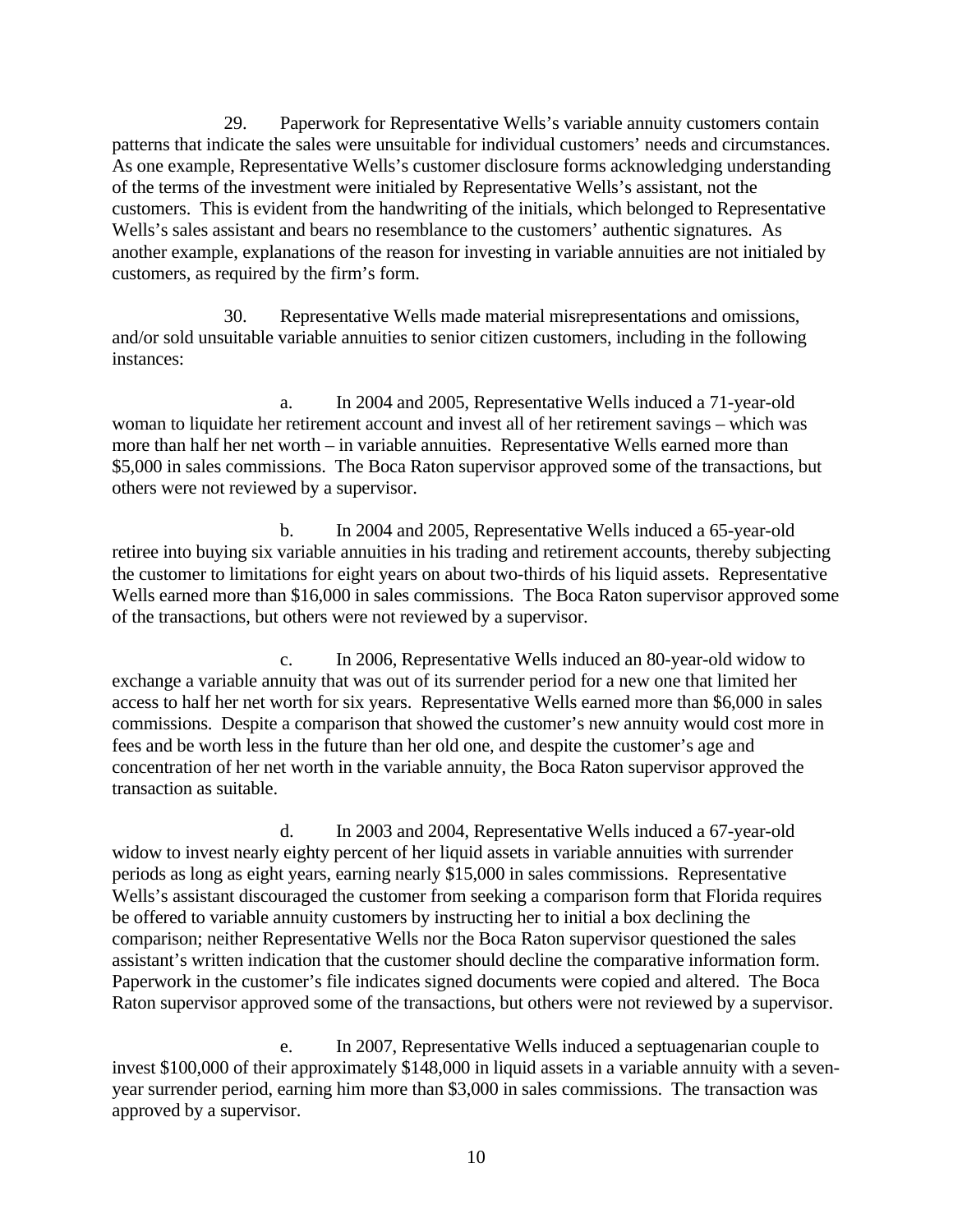29. Paperwork for Representative Wells's variable annuity customers contain patterns that indicate the sales were unsuitable for individual customers' needs and circumstances. As one example, Representative Wells's customer disclosure forms acknowledging understanding of the terms of the investment were initialed by Representative Wells's assistant, not the customers. This is evident from the handwriting of the initials, which belonged to Representative Wells's sales assistant and bears no resemblance to the customers' authentic signatures. As another example, explanations of the reason for investing in variable annuities are not initialed by customers, as required by the firm's form.

30. Representative Wells made material misrepresentations and omissions, and/or sold unsuitable variable annuities to senior citizen customers, including in the following instances:

a. In 2004 and 2005, Representative Wells induced a 71-year-old woman to liquidate her retirement account and invest all of her retirement savings – which was more than half her net worth – in variable annuities. Representative Wells earned more than $5,000 in sales commissions. The Boca Raton supervisor approved some of the transactions, but others were not reviewed by a supervisor.

b. In 2004 and 2005, Representative Wells induced a 65-year-old retiree into buying six variable annuities in his trading and retirement accounts, thereby subjecting the customer to limitations for eight years on about two-thirds of his liquid assets. Representative Wells earned more than $16,000 in sales commissions. The Boca Raton supervisor approved some of the transactions, but others were not reviewed by a supervisor.

c. In 2006, Representative Wells induced an 80-year-old widow to exchange a variable annuity that was out of its surrender period for a new one that limited her access to half her net worth for six years. Representative Wells earned more than $6,000 in sales commissions. Despite a comparison that showed the customer's new annuity would cost more in fees and be worth less in the future than her old one, and despite the customer's age and concentration of her net worth in the variable annuity, the Boca Raton supervisor approved the transaction as suitable.

d. In 2003 and 2004, Representative Wells induced a 67-year-old widow to invest nearly eighty percent of her liquid assets in variable annuities with surrender periods as long as eight years, earning nearly $15,000 in sales commissions. Representative Wells's assistant discouraged the customer from seeking a comparison form that Florida requires be offered to variable annuity customers by instructing her to initial a box declining the comparison; neither Representative Wells nor the Boca Raton supervisor questioned the sales assistant's written indication that the customer should decline the comparative information form. Paperwork in the customer's file indicates signed documents were copied and altered. The Boca Raton supervisor approved some of the transactions, but others were not reviewed by a supervisor.

e. In 2007, Representative Wells induced a septuagenarian couple to invest $100,000 of their approximately $148,000 in liquid assets in a variable annuity with a seven-year surrender period, earning him more than $3,000 in sales commissions. The transaction was approved by a supervisor.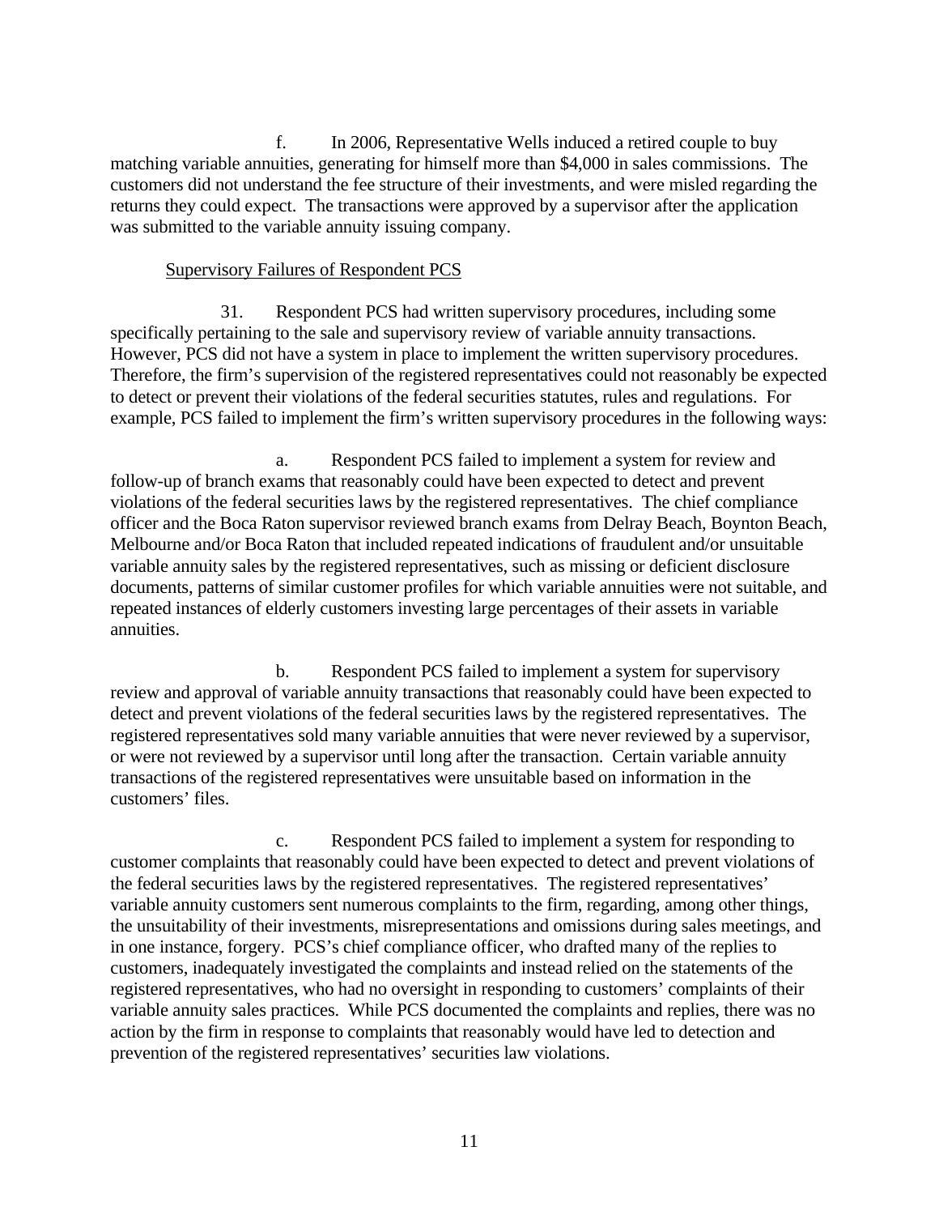f. In 2006, Representative Wells induced a retired couple to buy matching variable annuities, generating for himself more than $4,000 in sales commissions. The customers did not understand the fee structure of their investments, and were misled regarding the returns they could expect. The transactions were approved by a supervisor after the application was submitted to the variable annuity issuing company.

Supervisory Failures of Respondent PCS

31. Respondent PCS had written supervisory procedures, including some specifically pertaining to the sale and supervisory review of variable annuity transactions. However, PCS did not have a system in place to implement the written supervisory procedures. Therefore, the firm's supervision of the registered representatives could not reasonably be expected to detect or prevent their violations of the federal securities statutes, rules and regulations. For example, PCS failed to implement the firm's written supervisory procedures in the following ways:

a. Respondent PCS failed to implement a system for review and follow-up of branch exams that reasonably could have been expected to detect and prevent violations of the federal securities laws by the registered representatives. The chief compliance officer and the Boca Raton supervisor reviewed branch exams from Delray Beach, Boynton Beach, Melbourne and/or Boca Raton that included repeated indications of fraudulent and/or unsuitable variable annuity sales by the registered representatives, such as missing or deficient disclosure documents, patterns of similar customer profiles for which variable annuities were not suitable, and repeated instances of elderly customers investing large percentages of their assets in variable annuities.

b. Respondent PCS failed to implement a system for supervisory review and approval of variable annuity transactions that reasonably could have been expected to detect and prevent violations of the federal securities laws by the registered representatives. The registered representatives sold many variable annuities that were never reviewed by a supervisor, or were not reviewed by a supervisor until long after the transaction. Certain variable annuity transactions of the registered representatives were unsuitable based on information in the customers' files.

c. Respondent PCS failed to implement a system for responding to customer complaints that reasonably could have been expected to detect and prevent violations of the federal securities laws by the registered representatives. The registered representatives' variable annuity customers sent numerous complaints to the firm, regarding, among other things, the unsuitability of their investments, misrepresentations and omissions during sales meetings, and in one instance, forgery. PCS's chief compliance officer, who drafted many of the replies to customers, inadequately investigated the complaints and instead relied on the statements of the registered representatives, who had no oversight in responding to customers' complaints of their variable annuity sales practices. While PCS documented the complaints and replies, there was no action by the firm in response to complaints that reasonably would have led to detection and prevention of the registered representatives' securities law violations.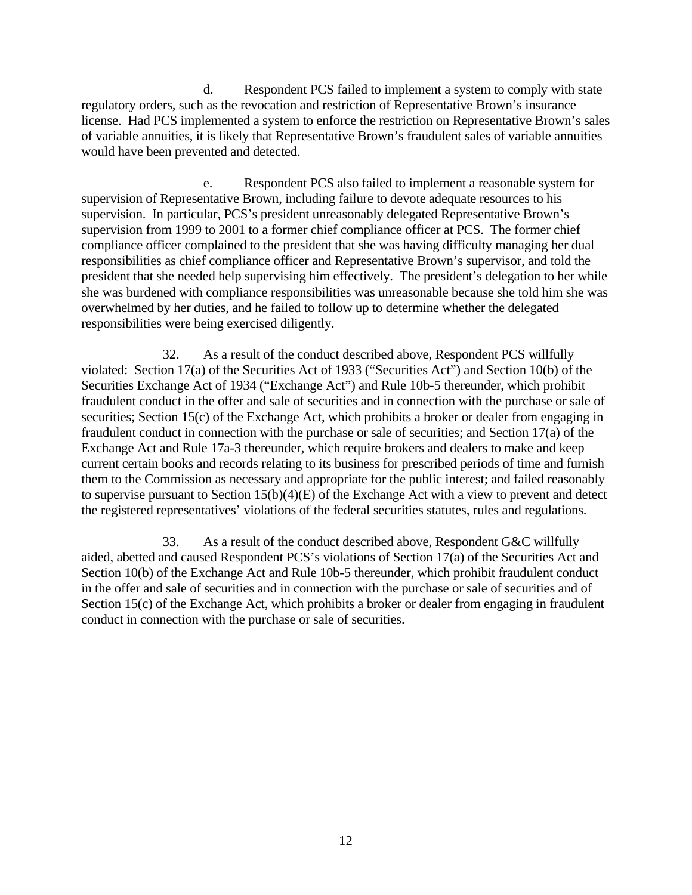d. Respondent PCS failed to implement a system to comply with state regulatory orders, such as the revocation and restriction of Representative Brown's insurance license. Had PCS implemented a system to enforce the restriction on Representative Brown's sales of variable annuities, it is likely that Representative Brown's fraudulent sales of variable annuities would have been prevented and detected.

e. Respondent PCS also failed to implement a reasonable system for supervision of Representative Brown, including failure to devote adequate resources to his supervision. In particular, PCS's president unreasonably delegated Representative Brown's supervision from 1999 to 2001 to a former chief compliance officer at PCS. The former chief compliance officer complained to the president that she was having difficulty managing her dual responsibilities as chief compliance officer and Representative Brown's supervisor, and told the president that she needed help supervising him effectively. The president's delegation to her while she was burdened with compliance responsibilities was unreasonable because she told him she was overwhelmed by her duties, and he failed to follow up to determine whether the delegated responsibilities were being exercised diligently.

32. As a result of the conduct described above, Respondent PCS willfully violated: Section 17(a) of the Securities Act of 1933 ("Securities Act") and Section 10(b) of the Securities Exchange Act of 1934 ("Exchange Act") and Rule 10b-5 thereunder, which prohibit fraudulent conduct in the offer and sale of securities and in connection with the purchase or sale of securities; Section 15(c) of the Exchange Act, which prohibits a broker or dealer from engaging in fraudulent conduct in connection with the purchase or sale of securities; and Section 17(a) of the Exchange Act and Rule 17a-3 thereunder, which require brokers and dealers to make and keep current certain books and records relating to its business for prescribed periods of time and furnish them to the Commission as necessary and appropriate for the public interest; and failed reasonably to supervise pursuant to Section 15(b)(4)(E) of the Exchange Act with a view to prevent and detect the registered representatives' violations of the federal securities statutes, rules and regulations.

33. As a result of the conduct described above, Respondent G&C willfully aided, abetted and caused Respondent PCS's violations of Section 17(a) of the Securities Act and Section 10(b) of the Exchange Act and Rule 10b-5 thereunder, which prohibit fraudulent conduct in the offer and sale of securities and in connection with the purchase or sale of securities and of Section 15(c) of the Exchange Act, which prohibits a broker or dealer from engaging in fraudulent conduct in connection with the purchase or sale of securities.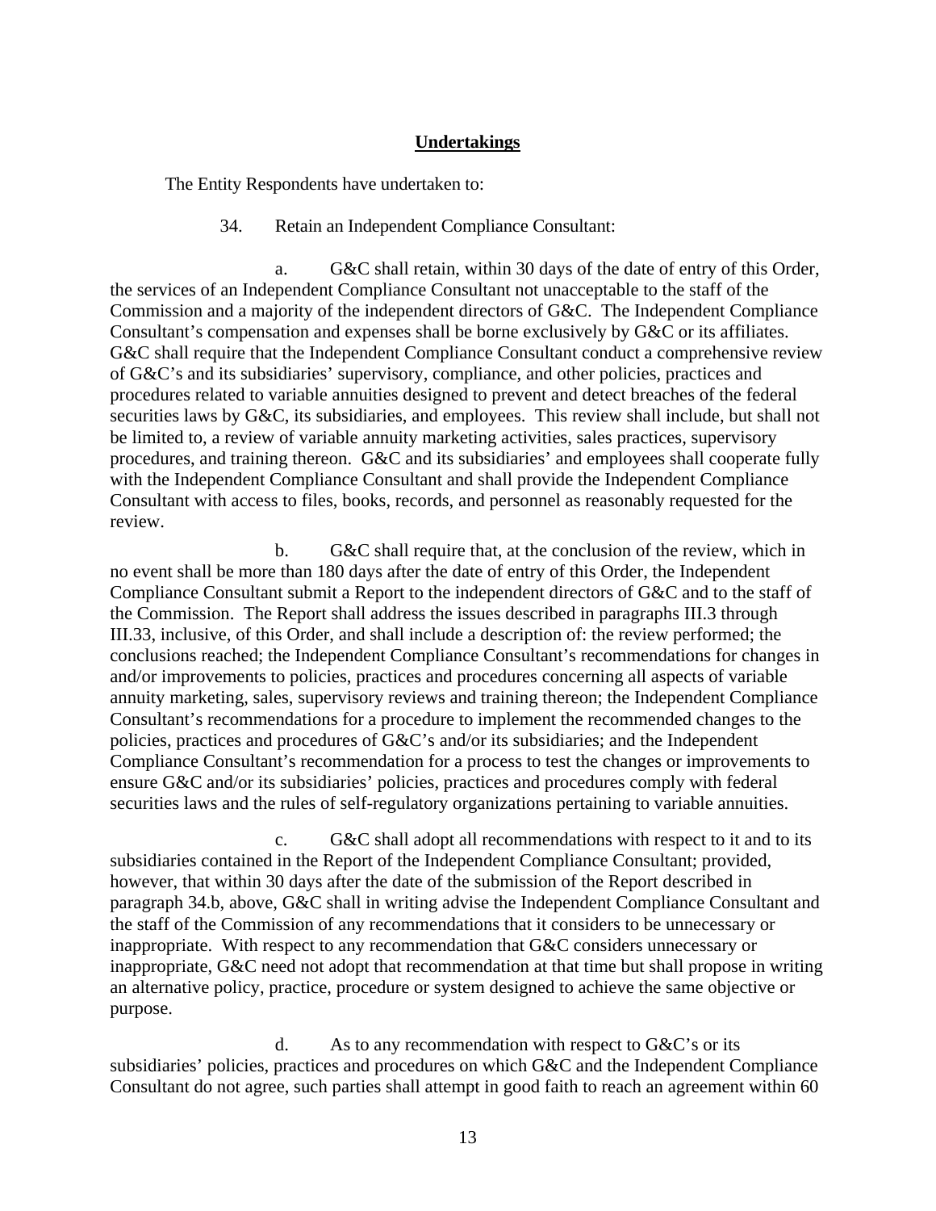## Undertakings

The Entity Respondents have undertaken to:

34. Retain an Independent Compliance Consultant:

a. G&C shall retain, within 30 days of the date of entry of this Order, the services of an Independent Compliance Consultant not unacceptable to the staff of the Commission and a majority of the independent directors of G&C. The Independent Compliance Consultant's compensation and expenses shall be borne exclusively by G&C or its affiliates. G&C shall require that the Independent Compliance Consultant conduct a comprehensive review of G&C's and its subsidiaries' supervisory, compliance, and other policies, practices and procedures related to variable annuities designed to prevent and detect breaches of the federal securities laws by G&C, its subsidiaries, and employees. This review shall include, but shall not be limited to, a review of variable annuity marketing activities, sales practices, supervisory procedures, and training thereon. G&C and its subsidiaries' and employees shall cooperate fully with the Independent Compliance Consultant and shall provide the Independent Compliance Consultant with access to files, books, records, and personnel as reasonably requested for the review.

b. G&C shall require that, at the conclusion of the review, which in no event shall be more than 180 days after the date of entry of this Order, the Independent Compliance Consultant submit a Report to the independent directors of G&C and to the staff of the Commission. The Report shall address the issues described in paragraphs III.3 through III.33, inclusive, of this Order, and shall include a description of: the review performed; the conclusions reached; the Independent Compliance Consultant's recommendations for changes in and/or improvements to policies, practices and procedures concerning all aspects of variable annuity marketing, sales, supervisory reviews and training thereon; the Independent Compliance Consultant's recommendations for a procedure to implement the recommended changes to the policies, practices and procedures of G&C's and/or its subsidiaries; and the Independent Compliance Consultant's recommendation for a process to test the changes or improvements to ensure G&C and/or its subsidiaries' policies, practices and procedures comply with federal securities laws and the rules of self-regulatory organizations pertaining to variable annuities.

c. G&C shall adopt all recommendations with respect to it and to its subsidiaries contained in the Report of the Independent Compliance Consultant; provided, however, that within 30 days after the date of the submission of the Report described in paragraph 34.b, above, G&C shall in writing advise the Independent Compliance Consultant and the staff of the Commission of any recommendations that it considers to be unnecessary or inappropriate. With respect to any recommendation that G&C considers unnecessary or inappropriate, G&C need not adopt that recommendation at that time but shall propose in writing an alternative policy, practice, procedure or system designed to achieve the same objective or purpose.

d. As to any recommendation with respect to G&C's or its subsidiaries' policies, practices and procedures on which G&C and the Independent Compliance Consultant do not agree, such parties shall attempt in good faith to reach an agreement within 60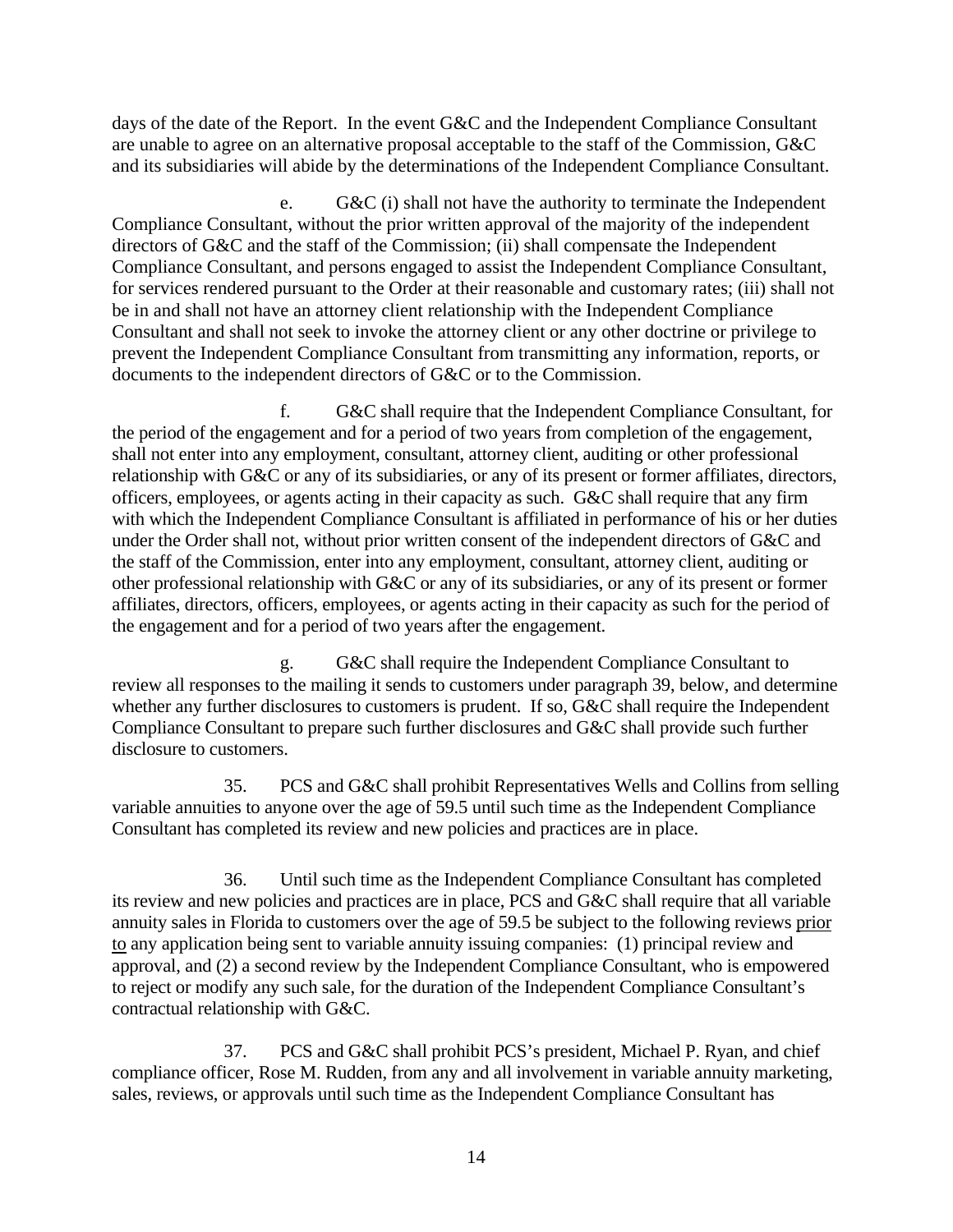days of the date of the Report. In the event G&C and the Independent Compliance Consultant are unable to agree on an alternative proposal acceptable to the staff of the Commission, G&C and its subsidiaries will abide by the determinations of the Independent Compliance Consultant.

e. G&C (i) shall not have the authority to terminate the Independent Compliance Consultant, without the prior written approval of the majority of the independent directors of G&C and the staff of the Commission; (ii) shall compensate the Independent Compliance Consultant, and persons engaged to assist the Independent Compliance Consultant, for services rendered pursuant to the Order at their reasonable and customary rates; (iii) shall not be in and shall not have an attorney client relationship with the Independent Compliance Consultant and shall not seek to invoke the attorney client or any other doctrine or privilege to prevent the Independent Compliance Consultant from transmitting any information, reports, or documents to the independent directors of G&C or to the Commission.

f. G&C shall require that the Independent Compliance Consultant, for the period of the engagement and for a period of two years from completion of the engagement, shall not enter into any employment, consultant, attorney client, auditing or other professional relationship with G&C or any of its subsidiaries, or any of its present or former affiliates, directors, officers, employees, or agents acting in their capacity as such. G&C shall require that any firm with which the Independent Compliance Consultant is affiliated in performance of his or her duties under the Order shall not, without prior written consent of the independent directors of G&C and the staff of the Commission, enter into any employment, consultant, attorney client, auditing or other professional relationship with G&C or any of its subsidiaries, or any of its present or former affiliates, directors, officers, employees, or agents acting in their capacity as such for the period of the engagement and for a period of two years after the engagement.

g. G&C shall require the Independent Compliance Consultant to review all responses to the mailing it sends to customers under paragraph 39, below, and determine whether any further disclosures to customers is prudent. If so, G&C shall require the Independent Compliance Consultant to prepare such further disclosures and G&C shall provide such further disclosure to customers.

35. PCS and G&C shall prohibit Representatives Wells and Collins from selling variable annuities to anyone over the age of 59.5 until such time as the Independent Compliance Consultant has completed its review and new policies and practices are in place.

36. Until such time as the Independent Compliance Consultant has completed its review and new policies and practices are in place, PCS and G&C shall require that all variable annuity sales in Florida to customers over the age of 59.5 be subject to the following reviews <u>prior to</u> any application being sent to variable annuity issuing companies: (1) principal review and approval, and (2) a second review by the Independent Compliance Consultant, who is empowered to reject or modify any such sale, for the duration of the Independent Compliance Consultant's contractual relationship with G&C.

37. PCS and G&C shall prohibit PCS's president, Michael P. Ryan, and chief compliance officer, Rose M. Rudden, from any and all involvement in variable annuity marketing, sales, reviews, or approvals until such time as the Independent Compliance Consultant has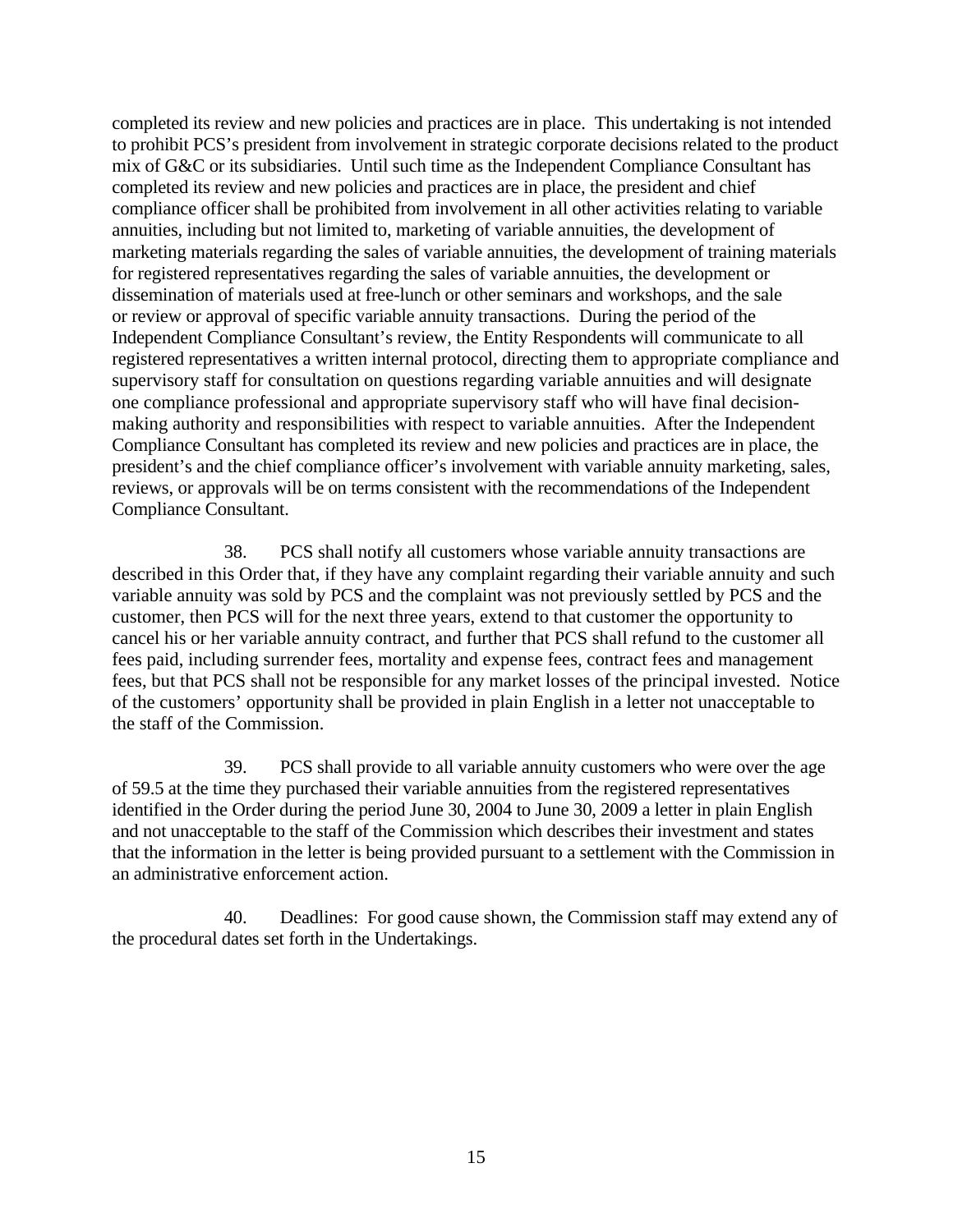completed its review and new policies and practices are in place. This undertaking is not intended to prohibit PCS's president from involvement in strategic corporate decisions related to the product mix of G&C or its subsidiaries. Until such time as the Independent Compliance Consultant has completed its review and new policies and practices are in place, the president and chief compliance officer shall be prohibited from involvement in all other activities relating to variable annuities, including but not limited to, marketing of variable annuities, the development of marketing materials regarding the sales of variable annuities, the development of training materials for registered representatives regarding the sales of variable annuities, the development or dissemination of materials used at free-lunch or other seminars and workshops, and the sale or review or approval of specific variable annuity transactions. During the period of the Independent Compliance Consultant's review, the Entity Respondents will communicate to all registered representatives a written internal protocol, directing them to appropriate compliance and supervisory staff for consultation on questions regarding variable annuities and will designate one compliance professional and appropriate supervisory staff who will have final decision-making authority and responsibilities with respect to variable annuities. After the Independent Compliance Consultant has completed its review and new policies and practices are in place, the president's and the chief compliance officer's involvement with variable annuity marketing, sales, reviews, or approvals will be on terms consistent with the recommendations of the Independent Compliance Consultant.

38. PCS shall notify all customers whose variable annuity transactions are described in this Order that, if they have any complaint regarding their variable annuity and such variable annuity was sold by PCS and the complaint was not previously settled by PCS and the customer, then PCS will for the next three years, extend to that customer the opportunity to cancel his or her variable annuity contract, and further that PCS shall refund to the customer all fees paid, including surrender fees, mortality and expense fees, contract fees and management fees, but that PCS shall not be responsible for any market losses of the principal invested. Notice of the customers' opportunity shall be provided in plain English in a letter not unacceptable to the staff of the Commission.

39. PCS shall provide to all variable annuity customers who were over the age of 59.5 at the time they purchased their variable annuities from the registered representatives identified in the Order during the period June 30, 2004 to June 30, 2009 a letter in plain English and not unacceptable to the staff of the Commission which describes their investment and states that the information in the letter is being provided pursuant to a settlement with the Commission in an administrative enforcement action.

40. Deadlines: For good cause shown, the Commission staff may extend any of the procedural dates set forth in the Undertakings.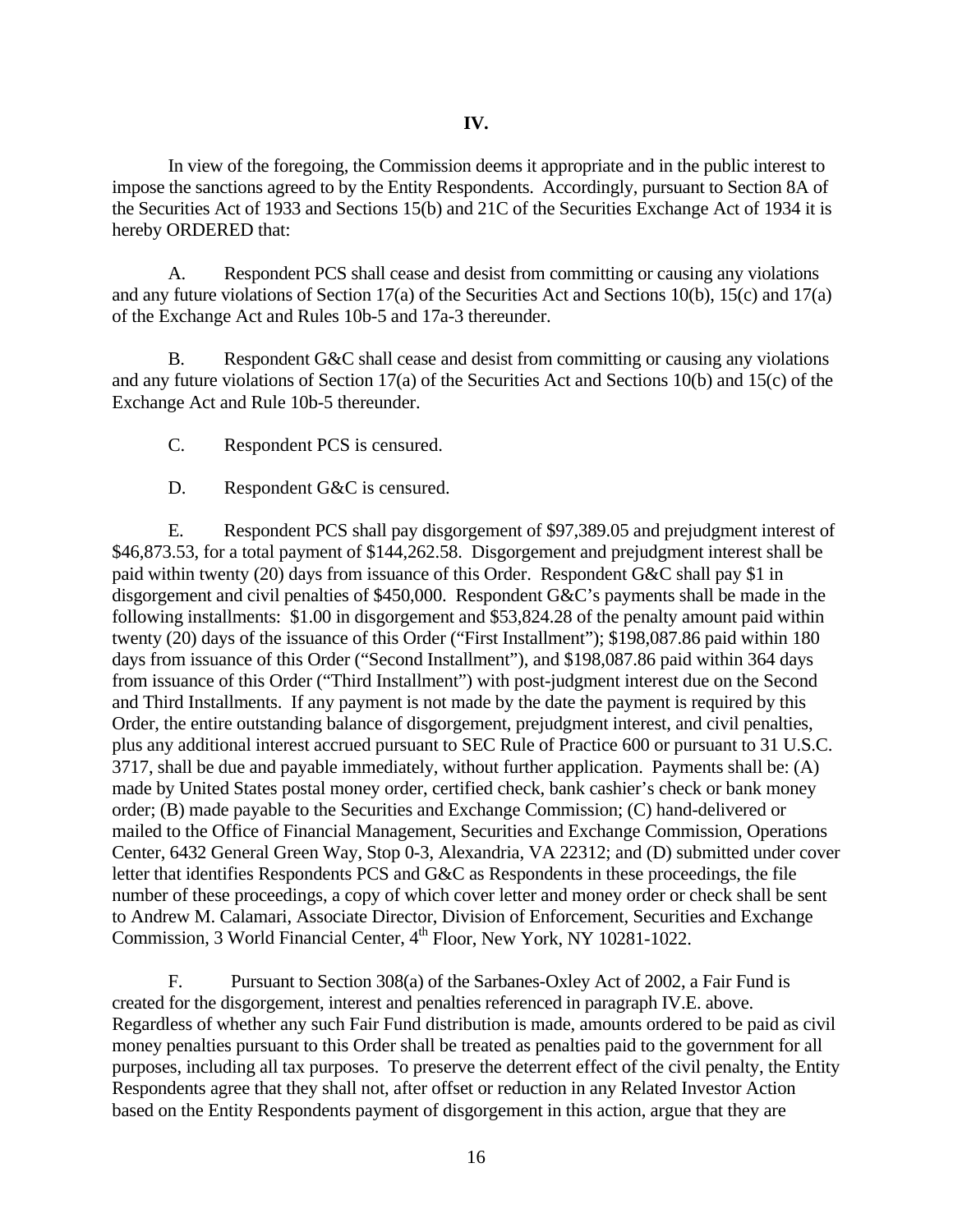## IV.

In view of the foregoing, the Commission deems it appropriate and in the public interest to impose the sanctions agreed to by the Entity Respondents. Accordingly, pursuant to Section 8A of the Securities Act of 1933 and Sections 15(b) and 21C of the Securities Exchange Act of 1934 it is hereby ORDERED that:

A. Respondent PCS shall cease and desist from committing or causing any violations and any future violations of Section 17(a) of the Securities Act and Sections 10(b), 15(c) and 17(a) of the Exchange Act and Rules 10b-5 and 17a-3 thereunder.

B. Respondent G&C shall cease and desist from committing or causing any violations and any future violations of Section 17(a) of the Securities Act and Sections 10(b) and 15(c) of the Exchange Act and Rule 10b-5 thereunder.

C. Respondent PCS is censured.

D. Respondent G&C is censured.

E. Respondent PCS shall pay disgorgement of $97,389.05 and prejudgment interest of $46,873.53, for a total payment of $144,262.58. Disgorgement and prejudgment interest shall be paid within twenty (20) days from issuance of this Order. Respondent G&C shall pay $1 in disgorgement and civil penalties of $450,000. Respondent G&C's payments shall be made in the following installments: $1.00 in disgorgement and $53,824.28 of the penalty amount paid within twenty (20) days of the issuance of this Order ("First Installment"); $198,087.86 paid within 180 days from issuance of this Order ("Second Installment"), and $198,087.86 paid within 364 days from issuance of this Order ("Third Installment") with post-judgment interest due on the Second and Third Installments. If any payment is not made by the date the payment is required by this Order, the entire outstanding balance of disgorgement, prejudgment interest, and civil penalties, plus any additional interest accrued pursuant to SEC Rule of Practice 600 or pursuant to 31 U.S.C. 3717, shall be due and payable immediately, without further application. Payments shall be: (A) made by United States postal money order, certified check, bank cashier's check or bank money order; (B) made payable to the Securities and Exchange Commission; (C) hand-delivered or mailed to the Office of Financial Management, Securities and Exchange Commission, Operations Center, 6432 General Green Way, Stop 0-3, Alexandria, VA 22312; and (D) submitted under cover letter that identifies Respondents PCS and G&C as Respondents in these proceedings, the file number of these proceedings, a copy of which cover letter and money order or check shall be sent to Andrew M. Calamari, Associate Director, Division of Enforcement, Securities and Exchange Commission, 3 World Financial Center, 4th Floor, New York, NY 10281-1022.

F. Pursuant to Section 308(a) of the Sarbanes-Oxley Act of 2002, a Fair Fund is created for the disgorgement, interest and penalties referenced in paragraph IV.E. above. Regardless of whether any such Fair Fund distribution is made, amounts ordered to be paid as civil money penalties pursuant to this Order shall be treated as penalties paid to the government for all purposes, including all tax purposes. To preserve the deterrent effect of the civil penalty, the Entity Respondents agree that they shall not, after offset or reduction in any Related Investor Action based on the Entity Respondents payment of disgorgement in this action, argue that they are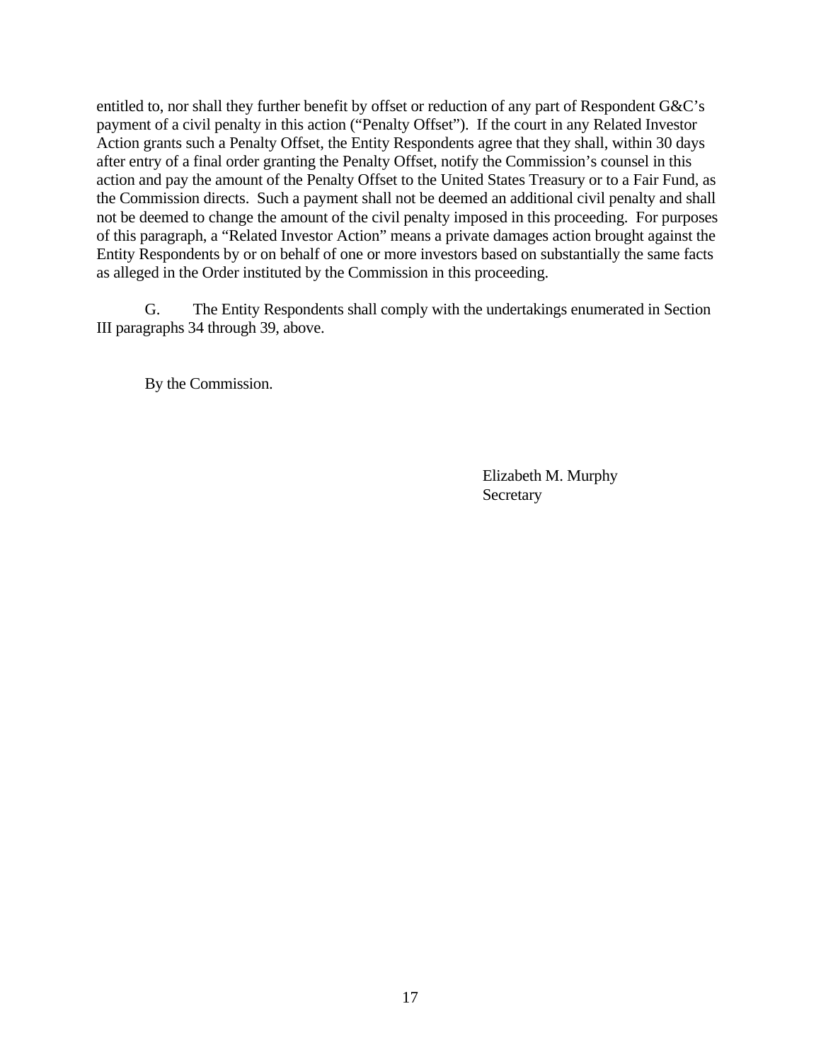entitled to, nor shall they further benefit by offset or reduction of any part of Respondent G&C's payment of a civil penalty in this action ("Penalty Offset"). If the court in any Related Investor Action grants such a Penalty Offset, the Entity Respondents agree that they shall, within 30 days after entry of a final order granting the Penalty Offset, notify the Commission's counsel in this action and pay the amount of the Penalty Offset to the United States Treasury or to a Fair Fund, as the Commission directs. Such a payment shall not be deemed an additional civil penalty and shall not be deemed to change the amount of the civil penalty imposed in this proceeding. For purposes of this paragraph, a "Related Investor Action" means a private damages action brought against the Entity Respondents by or on behalf of one or more investors based on substantially the same facts as alleged in the Order instituted by the Commission in this proceeding.

G. The Entity Respondents shall comply with the undertakings enumerated in Section III paragraphs 34 through 39, above.

By the Commission.

Elizabeth M. Murphy
Secretary